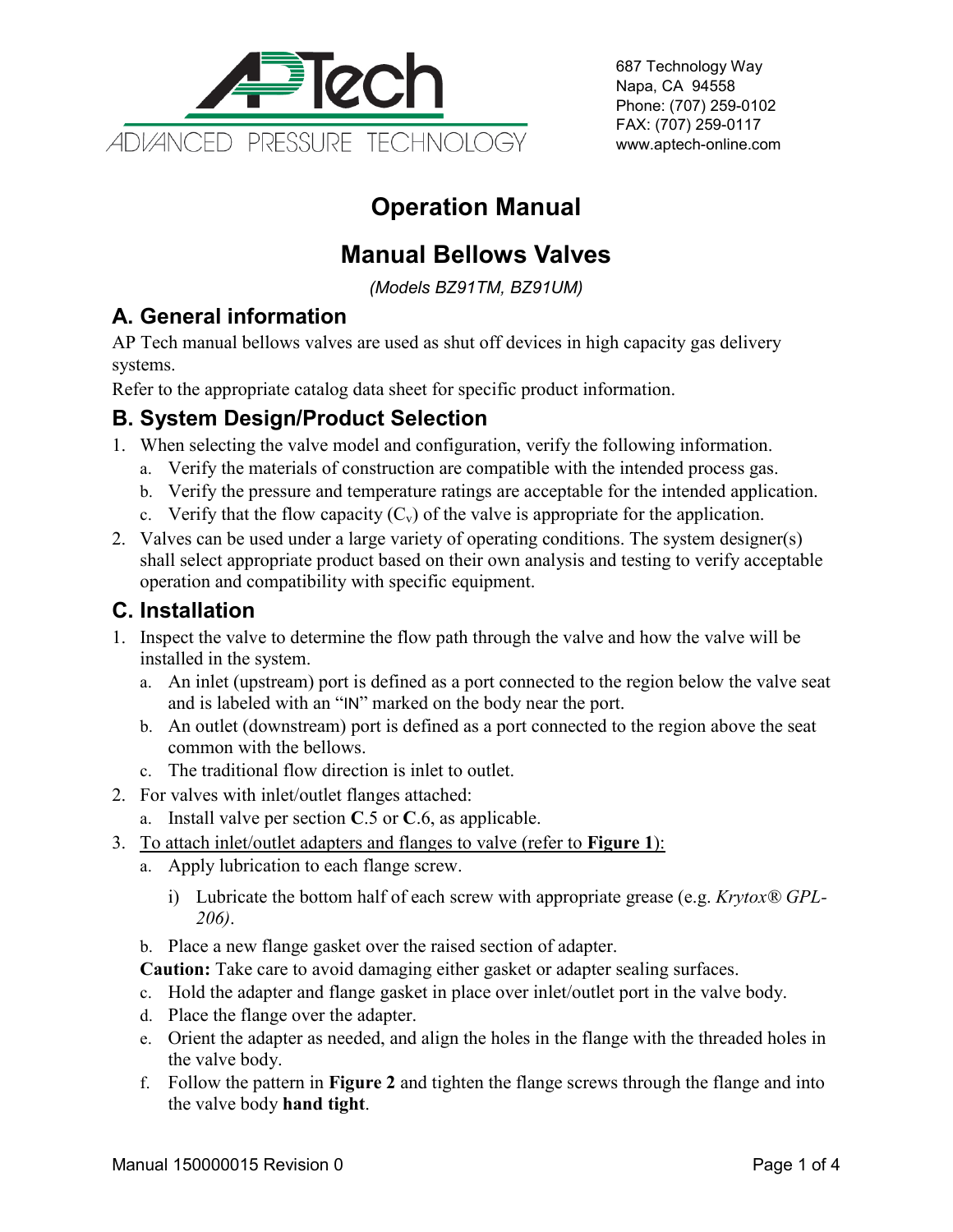AP Tech
ADVANCED PRESSURE TECHNOLOGY

687 Technology Way
Napa, CA 94558
Phone: (707) 259-0102
FAX: (707) 259-0117
www.aptech-online.com

# Operation Manual

# Manual Bellows Valves

*(Models BZ91TM, BZ91UM)*

## A. General information

AP Tech manual bellows valves are used as shut off devices in high capacity gas delivery systems.

Refer to the appropriate catalog data sheet for specific product information.

## B. System Design/Product Selection

1. When selecting the valve model and configuration, verify the following information.
   a. Verify the materials of construction are compatible with the intended process gas.
   b. Verify the pressure and temperature ratings are acceptable for the intended application.
   c. Verify that the flow capacity ($C_v$) of the valve is appropriate for the application.
2. Valves can be used under a large variety of operating conditions. The system designer(s) shall select appropriate product based on their own analysis and testing to verify acceptable operation and compatibility with specific equipment.

## C. Installation

1. Inspect the valve to determine the flow path through the valve and how the valve will be installed in the system.
   a. An inlet (upstream) port is defined as a port connected to the region below the valve seat and is labeled with an "IN" marked on the body near the port.
   b. An outlet (downstream) port is defined as a port connected to the region above the seat common with the bellows.
   c. The traditional flow direction is inlet to outlet.
2. For valves with inlet/outlet flanges attached:
   a. Install valve per section **C**.5 or **C**.6, as applicable.
3. <u>To attach inlet/outlet adapters and flanges to valve (refer to **Figure 1**):</u>
   a. Apply lubrication to each flange screw.
      i) Lubricate the bottom half of each screw with appropriate grease (e.g. *Krytox® GPL-206)*.
   b. Place a new flange gasket over the raised section of adapter.

   **Caution:** Take care to avoid damaging either gasket or adapter sealing surfaces.

   c. Hold the adapter and flange gasket in place over inlet/outlet port in the valve body.
   d. Place the flange over the adapter.
   e. Orient the adapter as needed, and align the holes in the flange with the threaded holes in the valve body.
   f. Follow the pattern in **Figure 2** and tighten the flange screws through the flange and into the valve body **hand tight**.

Manual 150000015 Revision 0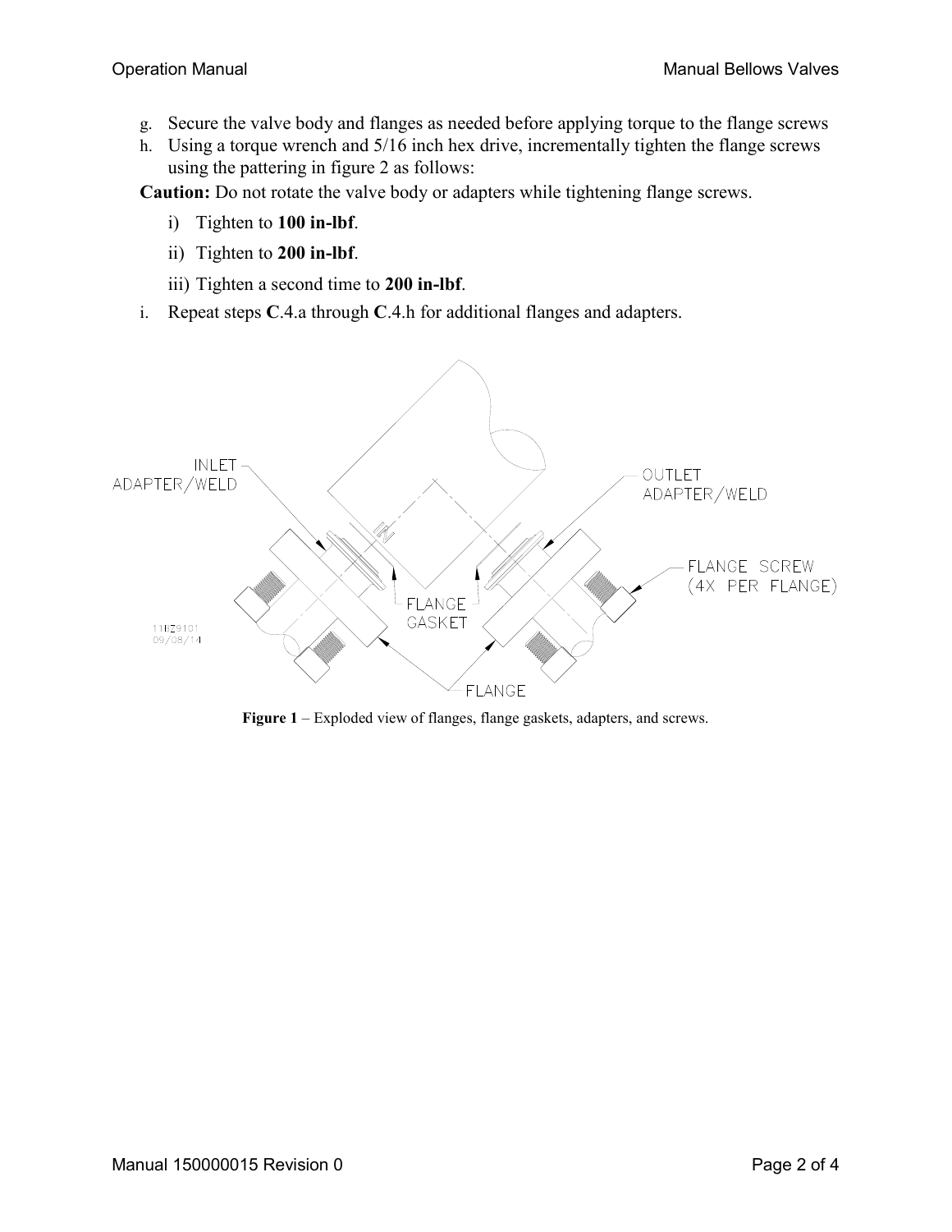g. Secure the valve body and flanges as needed before applying torque to the flange screws
h. Using a torque wrench and 5/16 inch hex drive, incrementally tighten the flange screws using the pattering in figure 2 as follows:

**Caution:** Do not rotate the valve body or adapters while tightening flange screws.

i) Tighten to **100 in-lbf**.

ii) Tighten to **200 in-lbf**.

iii) Tighten a second time to **200 in-lbf**.

i. Repeat steps **C**.4.a through **C**.4.h for additional flanges and adapters.

**Figure 1** – Exploded view of flanges, flange gaskets, adapters, and screws.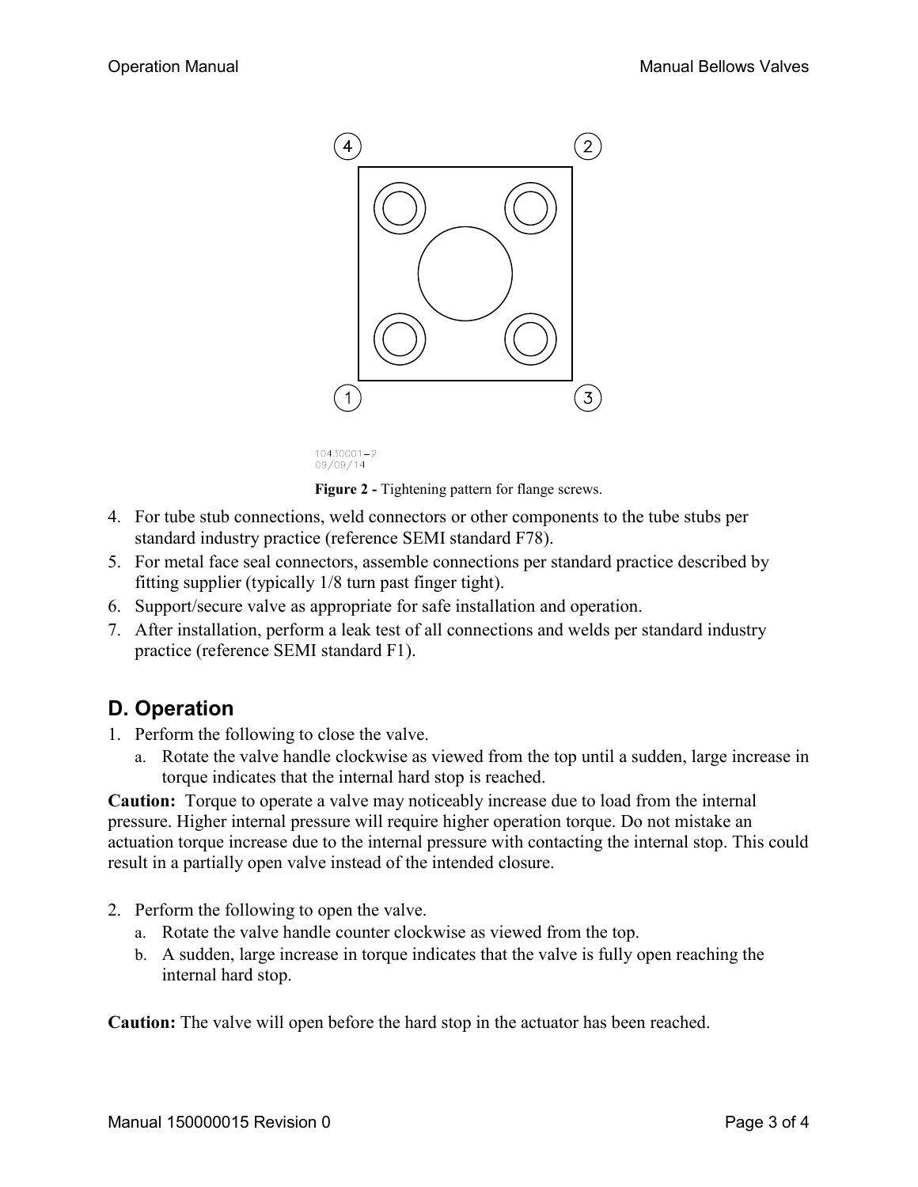Figure 2 - Tightening pattern for flange screws.

4. For tube stub connections, weld connectors or other components to the tube stubs per standard industry practice (reference SEMI standard F78).
5. For metal face seal connectors, assemble connections per standard practice described by fitting supplier (typically 1/8 turn past finger tight).
6. Support/secure valve as appropriate for safe installation and operation.
7. After installation, perform a leak test of all connections and welds per standard industry practice (reference SEMI standard F1).

## D. Operation

1. Perform the following to close the valve.
   a. Rotate the valve handle clockwise as viewed from the top until a sudden, large increase in torque indicates that the internal hard stop is reached.

**Caution:** Torque to operate a valve may noticeably increase due to load from the internal pressure. Higher internal pressure will require higher operation torque. Do not mistake an actuation torque increase due to the internal pressure with contacting the internal stop. This could result in a partially open valve instead of the intended closure.

2. Perform the following to open the valve.
   a. Rotate the valve handle counter clockwise as viewed from the top.
   b. A sudden, large increase in torque indicates that the valve is fully open reaching the internal hard stop.

**Caution:** The valve will open before the hard stop in the actuator has been reached.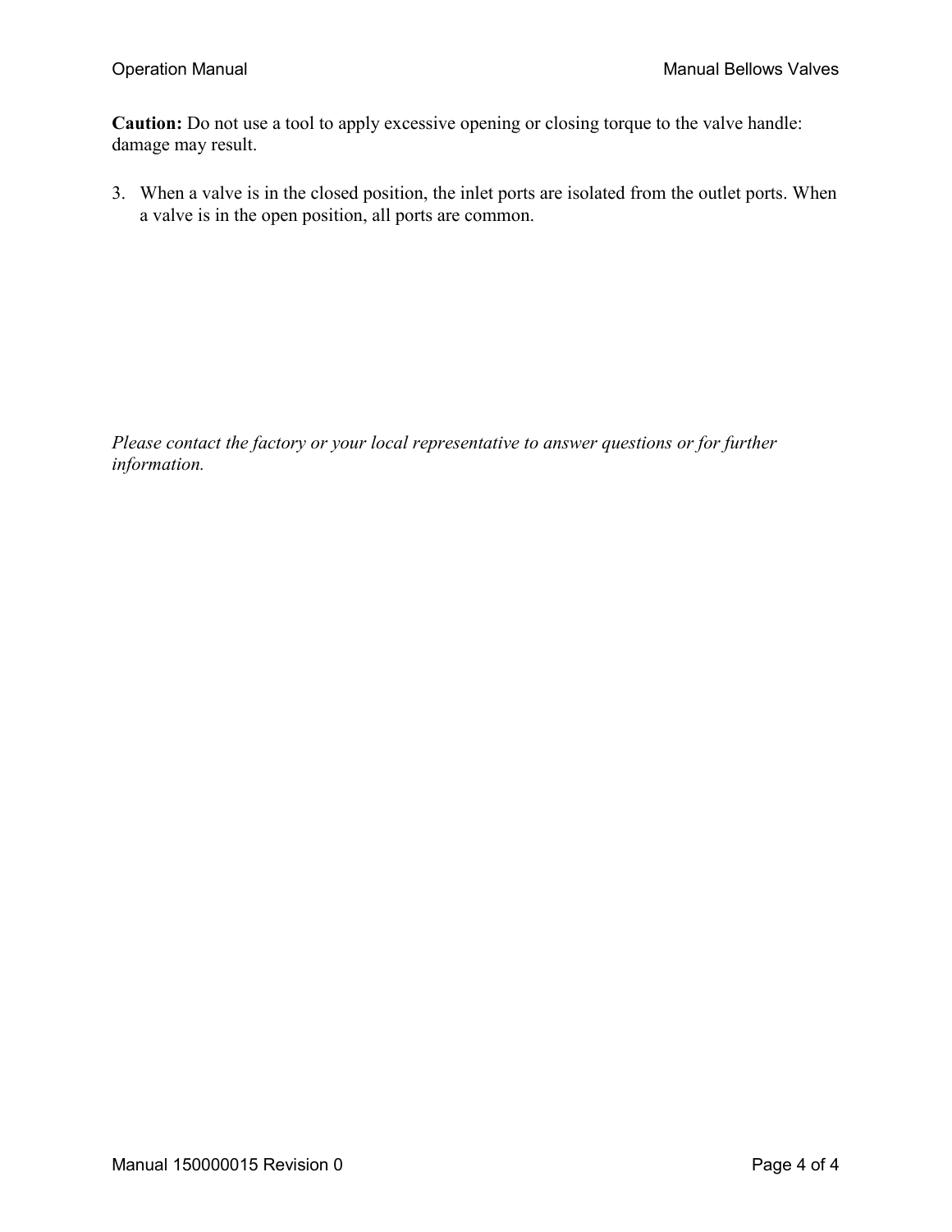**Caution:** Do not use a tool to apply excessive opening or closing torque to the valve handle: damage may result.

3. When a valve is in the closed position, the inlet ports are isolated from the outlet ports. When a valve is in the open position, all ports are common.

*Please contact the factory or your local representative to answer questions or for further information.*